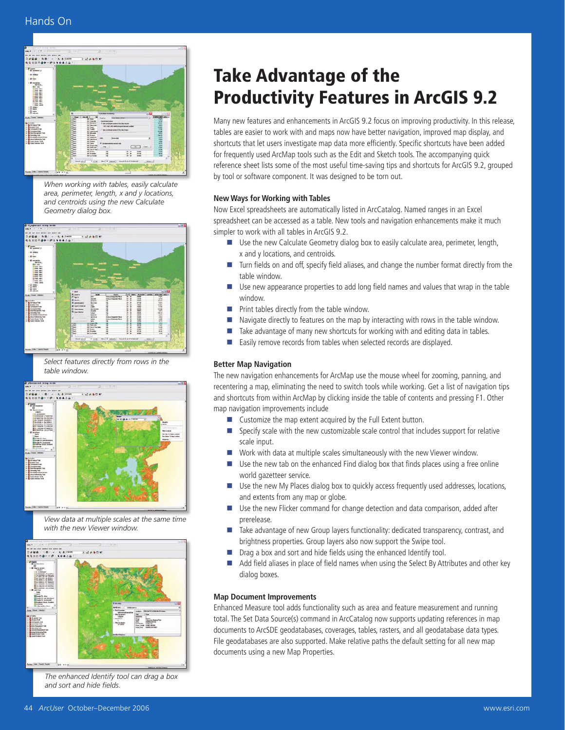# Take Advantage of the Productivity Features in ArcGIS 9.2

Many new features and enhancements in ArcGIS 9.2 focus on improving productivity. In this release, tables are easier to work with and maps now have better navigation, improved map display, and shortcuts that let users investigate map data more efficiently. Specific shortcuts have been added for frequently used ArcMap tools such as the Edit and Sketch tools. The accompanying quick reference sheet lists some of the most useful time-saving tips and shortcuts for ArcGIS 9.2, grouped by tool or software component. It was designed to be torn out.

### New Ways for Working with Tables

Now Excel spreadsheets are automatically listed in ArcCatalog. Named ranges in an Excel spreadsheet can be accessed as a table. New tools and navigation enhancements make it much simpler to work with all tables in ArcGIS 9.2.

- Use the new Calculate Geometry dialog box to easily calculate area, perimeter, length, x and y locations, and centroids.
- Turn fields on and off, specify field aliases, and change the number format directly from the table window.
- Use new appearance properties to add long field names and values that wrap in the table window.
- Print tables directly from the table window.
- Navigate directly to features on the map by interacting with rows in the table window.
- Take advantage of many new shortcuts for working with and editing data in tables.
- Easily remove records from tables when selected records are displayed.

### Better Map Navigation

The new navigation enhancements for ArcMap use the mouse wheel for zooming, panning, and recentering a map, eliminating the need to switch tools while working. Get a list of navigation tips and shortcuts from within ArcMap by clicking inside the table of contents and pressing F1. Other map navigation improvements include

- Customize the map extent acquired by the Full Extent button.
- Specify scale with the new customizable scale control that includes support for relative scale input.
- Work with data at multiple scales simultaneously with the new Viewer window.
- Use the new tab on the enhanced Find dialog box that finds places using a free online world gazetteer service.
- Use the new My Places dialog box to quickly access frequently used addresses, locations, and extents from any map or globe.
- Use the new Flicker command for change detection and data comparison, added after prerelease.
- Take advantage of new Group layers functionality: dedicated transparency, contrast, and brightness properties. Group layers also now support the Swipe tool.
- Drag a box and sort and hide fields using the enhanced Identify tool.
- Add field aliases in place of field names when using the Select By Attributes and other key dialog boxes.

### Map Document Improvements

Enhanced Measure tool adds functionality such as area and feature measurement and running total. The Set Data Source(s) command in ArcCatalog now supports updating references in map documents to ArcSDE geodatabases, coverages, tables, rasters, and all geodatabase data types. File geodatabases are also supported. Make relative paths the default setting for all new map documents using a new Map Properties.

*When working with tables, easily calculate area, perimeter, length, x and y locations, and centroids using the new Calculate Geometry dialog box.*

*Select features directly from rows in the table window.*

*View data at multiple scales at the same time with the new Viewer window.*

*The enhanced Identify tool can drag a box and sort and hide fields.*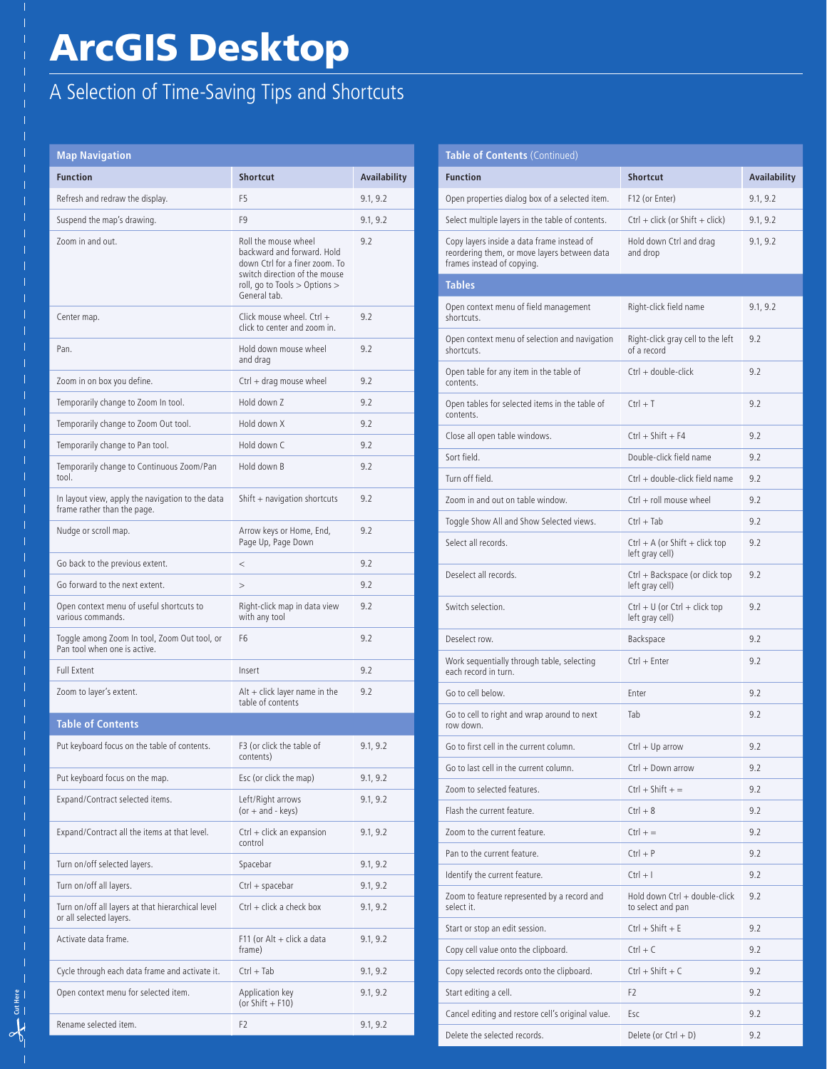# ArcGIS Desktop

## A Selection of Time-Saving Tips and Shortcuts

### Map Navigation

| Function | Shortcut | Availability |
|---|---|---|
| Refresh and redraw the display. | F5 | 9.1, 9.2 |
| Suspend the map's drawing. | F9 | 9.1, 9.2 |
| Zoom in and out. | Roll the mouse wheel backward and forward. Hold down Ctrl for a finer zoom. To switch direction of the mouse roll, go to Tools > Options > General tab. | 9.2 |
| Center map. | Click mouse wheel. Ctrl + click to center and zoom in. | 9.2 |
| Pan. | Hold down mouse wheel and drag | 9.2 |
| Zoom in on box you define. | Ctrl + drag mouse wheel | 9.2 |
| Temporarily change to Zoom In tool. | Hold down Z | 9.2 |
| Temporarily change to Zoom Out tool. | Hold down X | 9.2 |
| Temporarily change to Pan tool. | Hold down C | 9.2 |
| Temporarily change to Continuous Zoom/Pan tool. | Hold down B | 9.2 |
| In layout view, apply the navigation to the data frame rather than the page. | Shift + navigation shortcuts | 9.2 |
| Nudge or scroll map. | Arrow keys or Home, End, Page Up, Page Down | 9.2 |
| Go back to the previous extent. | < | 9.2 |
| Go forward to the next extent. | > | 9.2 |
| Open context menu of useful shortcuts to various commands. | Right-click map in data view with any tool | 9.2 |
| Toggle among Zoom In tool, Zoom Out tool, or Pan tool when one is active. | F6 | 9.2 |
| Full Extent | Insert | 9.2 |
| Zoom to layer's extent. | Alt + click layer name in the table of contents | 9.2 |

### Table of Contents

| Function | Shortcut | Availability |
|---|---|---|
| Put keyboard focus on the table of contents. | F3 (or click the table of contents) | 9.1, 9.2 |
| Put keyboard focus on the map. | Esc (or click the map) | 9.1, 9.2 |
| Expand/Contract selected items. | Left/Right arrows (or + and - keys) | 9.1, 9.2 |
| Expand/Contract all the items at that level. | Ctrl + click an expansion control | 9.1, 9.2 |
| Turn on/off selected layers. | Spacebar | 9.1, 9.2 |
| Turn on/off all layers. | Ctrl + spacebar | 9.1, 9.2 |
| Turn on/off all layers at that hierarchical level or all selected layers. | Ctrl + click a check box | 9.1, 9.2 |
| Activate data frame. | F11 (or Alt + click a data frame) | 9.1, 9.2 |
| Cycle through each data frame and activate it. | Ctrl + Tab | 9.1, 9.2 |
| Open context menu for selected item. | Application key (or Shift + F10) | 9.1, 9.2 |
| Rename selected item. | F2 | 9.1, 9.2 |

### Table of Contents (Continued)

| Function | Shortcut | Availability |
|---|---|---|
| Open properties dialog box of a selected item. | F12 (or Enter) | 9.1, 9.2 |
| Select multiple layers in the table of contents. | Ctrl + click (or Shift + click) | 9.1, 9.2 |
| Copy layers inside a data frame instead of reordering them, or move layers between data frames instead of copying. | Hold down Ctrl and drag and drop | 9.1, 9.2 |

### Tables

| Function | Shortcut | Availability |
|---|---|---|
| Open context menu of field management shortcuts. | Right-click field name | 9.1, 9.2 |
| Open context menu of selection and navigation shortcuts. | Right-click gray cell to the left of a record | 9.2 |
| Open table for any item in the table of contents. | Ctrl + double-click | 9.2 |
| Open tables for selected items in the table of contents. | Ctrl + T | 9.2 |
| Close all open table windows. | Ctrl + Shift + F4 | 9.2 |
| Sort field. | Double-click field name | 9.2 |
| Turn off field. | Ctrl + double-click field name | 9.2 |
| Zoom in and out on table window. | Ctrl + roll mouse wheel | 9.2 |
| Toggle Show All and Show Selected views. | Ctrl + Tab | 9.2 |
| Select all records. | Ctrl + A (or Shift + click top left gray cell) | 9.2 |
| Deselect all records. | Ctrl + Backspace (or click top left gray cell) | 9.2 |
| Switch selection. | Ctrl + U (or Ctrl + click top left gray cell) | 9.2 |
| Deselect row. | Backspace | 9.2 |
| Work sequentially through table, selecting each record in turn. | Ctrl + Enter | 9.2 |
| Go to cell below. | Enter | 9.2 |
| Go to cell to right and wrap around to next row down. | Tab | 9.2 |
| Go to first cell in the current column. | Ctrl + Up arrow | 9.2 |
| Go to last cell in the current column. | Ctrl + Down arrow | 9.2 |
| Zoom to selected features. | Ctrl + Shift + = | 9.2 |
| Flash the current feature. | Ctrl + 8 | 9.2 |
| Zoom to the current feature. | Ctrl + = | 9.2 |
| Pan to the current feature. | Ctrl + P | 9.2 |
| Identify the current feature. | Ctrl + I | 9.2 |
| Zoom to feature represented by a record and select it. | Hold down Ctrl + double-click to select and pan | 9.2 |
| Start or stop an edit session. | Ctrl + Shift + E | 9.2 |
| Copy cell value onto the clipboard. | Ctrl + C | 9.2 |
| Copy selected records onto the clipboard. | Ctrl + Shift + C | 9.2 |
| Start editing a cell. | F2 | 9.2 |
| Cancel editing and restore cell's original value. | Esc | 9.2 |
| Delete the selected records. | Delete (or Ctrl + D) | 9.2 |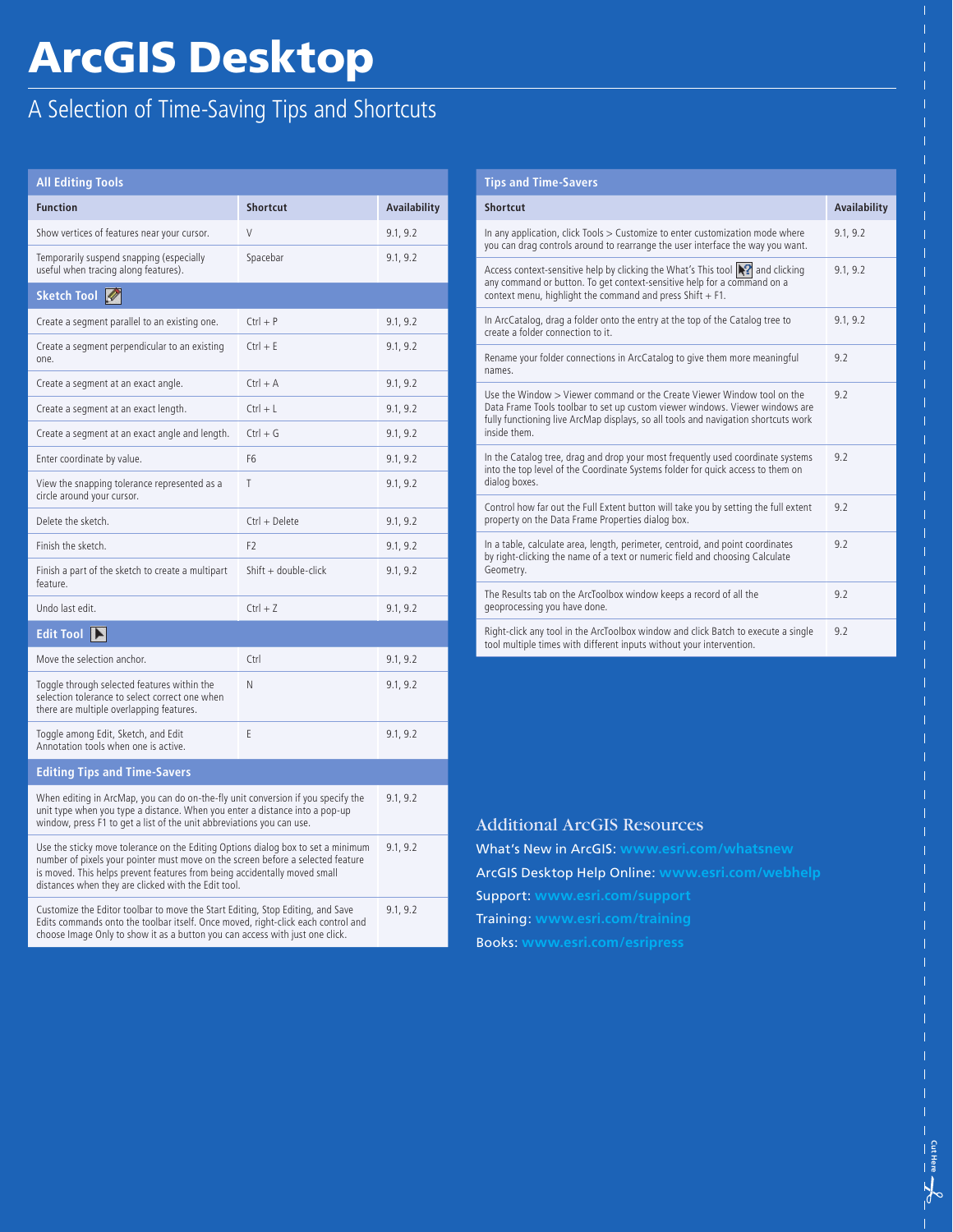# ArcGIS Desktop

## A Selection of Time-Saving Tips and Shortcuts

### All Editing Tools

| Function | Shortcut | Availability |
|---|---|---|
| Show vertices of features near your cursor. | V | 9.1, 9.2 |
| Temporarily suspend snapping (especially useful when tracing along features). | Spacebar | 9.1, 9.2 |
| **Sketch Tool** | | |
| Create a segment parallel to an existing one. | Ctrl + P | 9.1, 9.2 |
| Create a segment perpendicular to an existing one. | Ctrl + E | 9.1, 9.2 |
| Create a segment at an exact angle. | Ctrl + A | 9.1, 9.2 |
| Create a segment at an exact length. | Ctrl + L | 9.1, 9.2 |
| Create a segment at an exact angle and length. | Ctrl + G | 9.1, 9.2 |
| Enter coordinate by value. | F6 | 9.1, 9.2 |
| View the snapping tolerance represented as a circle around your cursor. | T | 9.1, 9.2 |
| Delete the sketch. | Ctrl + Delete | 9.1, 9.2 |
| Finish the sketch. | F2 | 9.1, 9.2 |
| Finish a part of the sketch to create a multipart feature. | Shift + double-click | 9.1, 9.2 |
| Undo last edit. | Ctrl + Z | 9.1, 9.2 |
| **Edit Tool** | | |
| Move the selection anchor. | Ctrl | 9.1, 9.2 |
| Toggle through selected features within the selection tolerance to select correct one when there are multiple overlapping features. | N | 9.1, 9.2 |
| Toggle among Edit, Sketch, and Edit Annotation tools when one is active. | E | 9.1, 9.2 |

### Editing Tips and Time-Savers

| | |
|---|---|
| When editing in ArcMap, you can do on-the-fly unit conversion if you specify the unit type when you type a distance. When you enter a distance into a pop-up window, press F1 to get a list of the unit abbreviations you can use. | 9.1, 9.2 |
| Use the sticky move tolerance on the Editing Options dialog box to set a minimum number of pixels your pointer must move on the screen before a selected feature is moved. This helps prevent features from being accidentally moved small distances when they are clicked with the Edit tool. | 9.1, 9.2 |
| Customize the Editor toolbar to move the Start Editing, Stop Editing, and Save Edits commands onto the toolbar itself. Once moved, right-click each control and choose Image Only to show it as a button you can access with just one click. | 9.1, 9.2 |

### Tips and Time-Savers

| Shortcut | Availability |
|---|---|
| In any application, click Tools > Customize to enter customization mode where you can drag controls around to rearrange the user interface the way you want. | 9.1, 9.2 |
| Access context-sensitive help by clicking the What's This tool and clicking any command or button. To get context-sensitive help for a command on a context menu, highlight the command and press Shift + F1. | 9.1, 9.2 |
| In ArcCatalog, drag a folder onto the entry at the top of the Catalog tree to create a folder connection to it. | 9.1, 9.2 |
| Rename your folder connections in ArcCatalog to give them more meaningful names. | 9.2 |
| Use the Window > Viewer command or the Create Viewer Window tool on the Data Frame Tools toolbar to set up custom viewer windows. Viewer windows are fully functioning live ArcMap displays, so all tools and navigation shortcuts work inside them. | 9.2 |
| In the Catalog tree, drag and drop your most frequently used coordinate systems into the top level of the Coordinate Systems folder for quick access to them on dialog boxes. | 9.2 |
| Control how far out the Full Extent button will take you by setting the full extent property on the Data Frame Properties dialog box. | 9.2 |
| In a table, calculate area, length, perimeter, centroid, and point coordinates by right-clicking the name of a text or numeric field and choosing Calculate Geometry. | 9.2 |
| The Results tab on the ArcToolbox window keeps a record of all the geoprocessing you have done. | 9.2 |
| Right-click any tool in the ArcToolbox window and click Batch to execute a single tool multiple times with different inputs without your intervention. | 9.2 |

### Additional ArcGIS Resources

What's New in ArcGIS: www.esri.com/whatsnew

ArcGIS Desktop Help Online: www.esri.com/webhelp

Support: www.esri.com/support

Training: www.esri.com/training

Books: www.esri.com/esripress

Cut Here